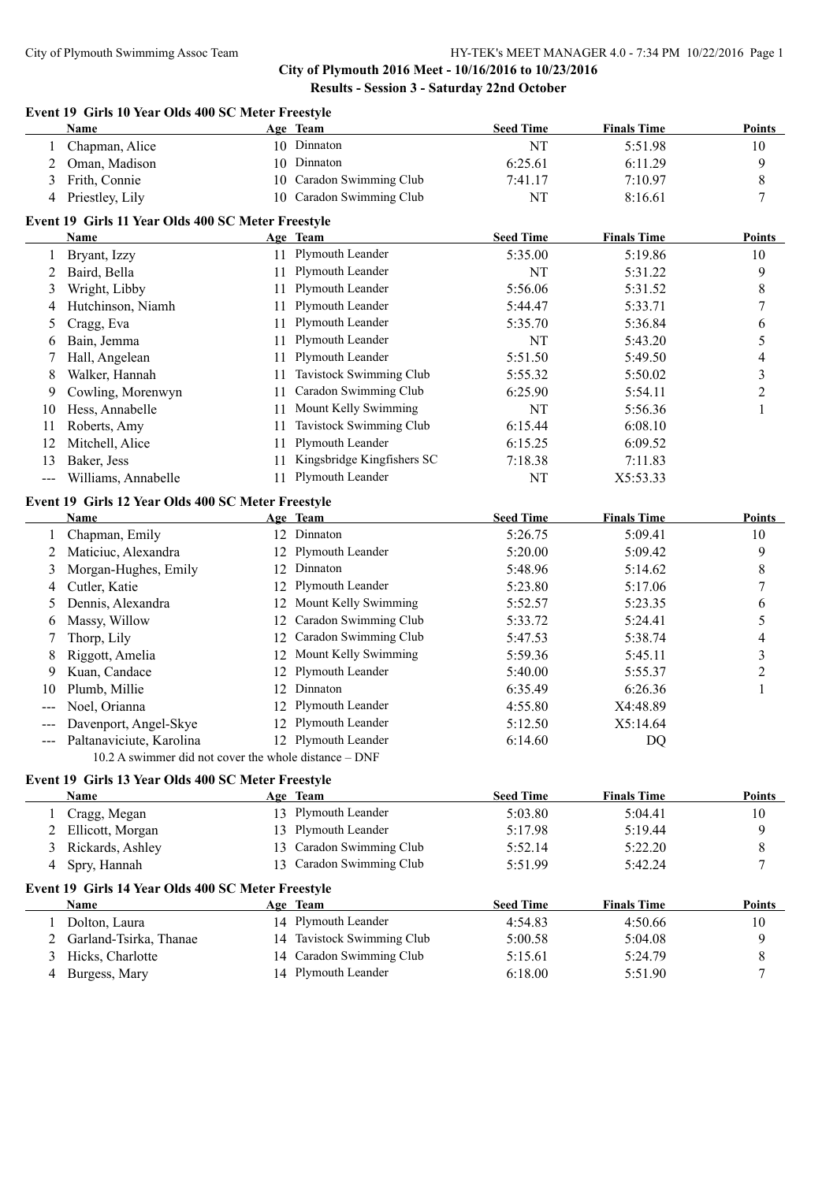## City of Plymouth 2016 Meet - 10/16/2016 to 10/23/2016

### Results - Session 3 - Saturday 22nd October

#### Event 19 Girls 10 Year Olds 400 SC Meter Freestyle

| | Name | Age | Team | Seed Time | Finals Time | Points |
|---|---|---|---|---|---|---|
| 1 | Chapman, Alice | 10 | Dinnaton | NT | 5:51.98 | 10 |
| 2 | Oman, Madison | 10 | Dinnaton | 6:25.61 | 6:11.29 | 9 |
| 3 | Frith, Connie | 10 | Caradon Swimming Club | 7:41.17 | 7:10.97 | 8 |
| 4 | Priestley, Lily | 10 | Caradon Swimming Club | NT | 8:16.61 | 7 |

#### Event 19 Girls 11 Year Olds 400 SC Meter Freestyle

| | Name | Age | Team | Seed Time | Finals Time | Points |
|---|---|---|---|---|---|---|
| 1 | Bryant, Izzy | 11 | Plymouth Leander | 5:35.00 | 5:19.86 | 10 |
| 2 | Baird, Bella | 11 | Plymouth Leander | NT | 5:31.22 | 9 |
| 3 | Wright, Libby | 11 | Plymouth Leander | 5:56.06 | 5:31.52 | 8 |
| 4 | Hutchinson, Niamh | 11 | Plymouth Leander | 5:44.47 | 5:33.71 | 7 |
| 5 | Cragg, Eva | 11 | Plymouth Leander | 5:35.70 | 5:36.84 | 6 |
| 6 | Bain, Jemma | 11 | Plymouth Leander | NT | 5:43.20 | 5 |
| 7 | Hall, Angelean | 11 | Plymouth Leander | 5:51.50 | 5:49.50 | 4 |
| 8 | Walker, Hannah | 11 | Tavistock Swimming Club | 5:55.32 | 5:50.02 | 3 |
| 9 | Cowling, Morenwyn | 11 | Caradon Swimming Club | 6:25.90 | 5:54.11 | 2 |
| 10 | Hess, Annabelle | 11 | Mount Kelly Swimming | NT | 5:56.36 | 1 |
| 11 | Roberts, Amy | 11 | Tavistock Swimming Club | 6:15.44 | 6:08.10 | |
| 12 | Mitchell, Alice | 11 | Plymouth Leander | 6:15.25 | 6:09.52 | |
| 13 | Baker, Jess | 11 | Kingsbridge Kingfishers SC | 7:18.38 | 7:11.83 | |
| --- | Williams, Annabelle | 11 | Plymouth Leander | NT | X5:53.33 | |

#### Event 19 Girls 12 Year Olds 400 SC Meter Freestyle

| | Name | Age | Team | Seed Time | Finals Time | Points |
|---|---|---|---|---|---|---|
| 1 | Chapman, Emily | 12 | Dinnaton | 5:26.75 | 5:09.41 | 10 |
| 2 | Maticiuc, Alexandra | 12 | Plymouth Leander | 5:20.00 | 5:09.42 | 9 |
| 3 | Morgan-Hughes, Emily | 12 | Dinnaton | 5:48.96 | 5:14.62 | 8 |
| 4 | Cutler, Katie | 12 | Plymouth Leander | 5:23.80 | 5:17.06 | 7 |
| 5 | Dennis, Alexandra | 12 | Mount Kelly Swimming | 5:52.57 | 5:23.35 | 6 |
| 6 | Massy, Willow | 12 | Caradon Swimming Club | 5:33.72 | 5:24.41 | 5 |
| 7 | Thorp, Lily | 12 | Caradon Swimming Club | 5:47.53 | 5:38.74 | 4 |
| 8 | Riggott, Amelia | 12 | Mount Kelly Swimming | 5:59.36 | 5:45.11 | 3 |
| 9 | Kuan, Candace | 12 | Plymouth Leander | 5:40.00 | 5:55.37 | 2 |
| 10 | Plumb, Millie | 12 | Dinnaton | 6:35.49 | 6:26.36 | 1 |
| --- | Noel, Orianna | 12 | Plymouth Leander | 4:55.80 | X4:48.89 | |
| --- | Davenport, Angel-Skye | 12 | Plymouth Leander | 5:12.50 | X5:14.64 | |
| --- | Paltanaviciute, Karolina | 12 | Plymouth Leander | 6:14.60 | DQ | |

10.2 A swimmer did not cover the whole distance – DNF

#### Event 19 Girls 13 Year Olds 400 SC Meter Freestyle

| | Name | Age | Team | Seed Time | Finals Time | Points |
|---|---|---|---|---|---|---|
| 1 | Cragg, Megan | 13 | Plymouth Leander | 5:03.80 | 5:04.41 | 10 |
| 2 | Ellicott, Morgan | 13 | Plymouth Leander | 5:17.98 | 5:19.44 | 9 |
| 3 | Rickards, Ashley | 13 | Caradon Swimming Club | 5:52.14 | 5:22.20 | 8 |
| 4 | Spry, Hannah | 13 | Caradon Swimming Club | 5:51.99 | 5:42.24 | 7 |

#### Event 19 Girls 14 Year Olds 400 SC Meter Freestyle

| | Name | Age | Team | Seed Time | Finals Time | Points |
|---|---|---|---|---|---|---|
| 1 | Dolton, Laura | 14 | Plymouth Leander | 4:54.83 | 4:50.66 | 10 |
| 2 | Garland-Tsirka, Thanae | 14 | Tavistock Swimming Club | 5:00.58 | 5:04.08 | 9 |
| 3 | Hicks, Charlotte | 14 | Caradon Swimming Club | 5:15.61 | 5:24.79 | 8 |
| 4 | Burgess, Mary | 14 | Plymouth Leander | 6:18.00 | 5:51.90 | 7 |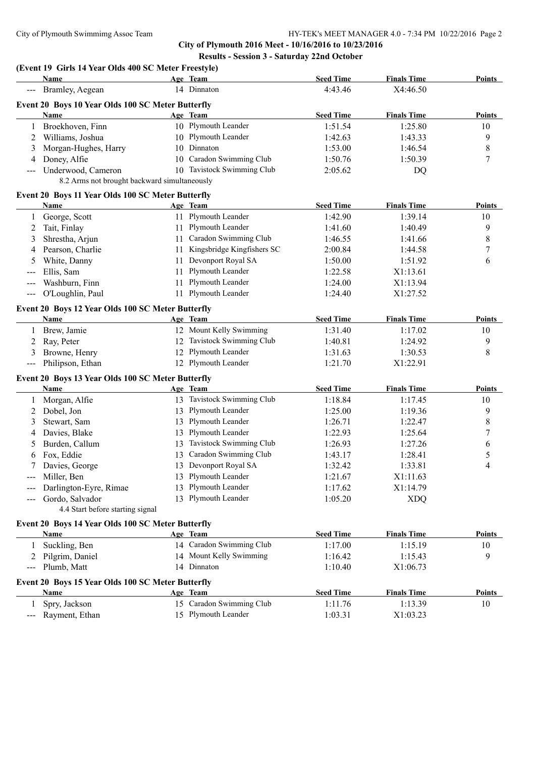City of Plymouth 2016 Meet - 10/16/2016 to 10/23/2016

Results - Session 3 - Saturday 22nd October

### (Event 19 Girls 14 Year Olds 400 SC Meter Freestyle)

| | Name | Age | Team | Seed Time | Finals Time | Points |
|---|---|---|---|---|---|---|
| --- | Bramley, Aegean | 14 | Dinnaton | 4:43.46 | X4:46.50 | |

### Event 20 Boys 10 Year Olds 100 SC Meter Butterfly

| | Name | Age | Team | Seed Time | Finals Time | Points |
|---|---|---|---|---|---|---|
| 1 | Broekhoven, Finn | 10 | Plymouth Leander | 1:51.54 | 1:25.80 | 10 |
| 2 | Williams, Joshua | 10 | Plymouth Leander | 1:42.63 | 1:43.33 | 9 |
| 3 | Morgan-Hughes, Harry | 10 | Dinnaton | 1:53.00 | 1:46.54 | 8 |
| 4 | Doney, Alfie | 10 | Caradon Swimming Club | 1:50.76 | 1:50.39 | 7 |
| --- | Underwood, Cameron | 10 | Tavistock Swimming Club | 2:05.62 | DQ | |
| | 8.2 Arms not brought backward simultaneously | | | | | |

### Event 20 Boys 11 Year Olds 100 SC Meter Butterfly

| | Name | Age | Team | Seed Time | Finals Time | Points |
|---|---|---|---|---|---|---|
| 1 | George, Scott | 11 | Plymouth Leander | 1:42.90 | 1:39.14 | 10 |
| 2 | Tait, Finlay | 11 | Plymouth Leander | 1:41.60 | 1:40.49 | 9 |
| 3 | Shrestha, Arjun | 11 | Caradon Swimming Club | 1:46.55 | 1:41.66 | 8 |
| 4 | Pearson, Charlie | 11 | Kingsbridge Kingfishers SC | 2:00.84 | 1:44.58 | 7 |
| 5 | White, Danny | 11 | Devonport Royal SA | 1:50.00 | 1:51.92 | 6 |
| --- | Ellis, Sam | 11 | Plymouth Leander | 1:22.58 | X1:13.61 | |
| --- | Washburn, Finn | 11 | Plymouth Leander | 1:24.00 | X1:13.94 | |
| --- | O'Loughlin, Paul | 11 | Plymouth Leander | 1:24.40 | X1:27.52 | |

### Event 20 Boys 12 Year Olds 100 SC Meter Butterfly

| | Name | Age | Team | Seed Time | Finals Time | Points |
|---|---|---|---|---|---|---|
| 1 | Brew, Jamie | 12 | Mount Kelly Swimming | 1:31.40 | 1:17.02 | 10 |
| 2 | Ray, Peter | 12 | Tavistock Swimming Club | 1:40.81 | 1:24.92 | 9 |
| 3 | Browne, Henry | 12 | Plymouth Leander | 1:31.63 | 1:30.53 | 8 |
| --- | Philipson, Ethan | 12 | Plymouth Leander | 1:21.70 | X1:22.91 | |

### Event 20 Boys 13 Year Olds 100 SC Meter Butterfly

| | Name | Age | Team | Seed Time | Finals Time | Points |
|---|---|---|---|---|---|---|
| 1 | Morgan, Alfie | 13 | Tavistock Swimming Club | 1:18.84 | 1:17.45 | 10 |
| 2 | Dobel, Jon | 13 | Plymouth Leander | 1:25.00 | 1:19.36 | 9 |
| 3 | Stewart, Sam | 13 | Plymouth Leander | 1:26.71 | 1:22.47 | 8 |
| 4 | Davies, Blake | 13 | Plymouth Leander | 1:22.93 | 1:25.64 | 7 |
| 5 | Burden, Callum | 13 | Tavistock Swimming Club | 1:26.93 | 1:27.26 | 6 |
| 6 | Fox, Eddie | 13 | Caradon Swimming Club | 1:43.17 | 1:28.41 | 5 |
| 7 | Davies, George | 13 | Devonport Royal SA | 1:32.42 | 1:33.81 | 4 |
| --- | Miller, Ben | 13 | Plymouth Leander | 1:21.67 | X1:11.63 | |
| --- | Darlington-Eyre, Rimae | 13 | Plymouth Leander | 1:17.62 | X1:14.79 | |
| --- | Gordo, Salvador | 13 | Plymouth Leander | 1:05.20 | XDQ | |
| | 4.4 Start before starting signal | | | | | |

### Event 20 Boys 14 Year Olds 100 SC Meter Butterfly

| | Name | Age | Team | Seed Time | Finals Time | Points |
|---|---|---|---|---|---|---|
| 1 | Suckling, Ben | 14 | Caradon Swimming Club | 1:17.00 | 1:15.19 | 10 |
| 2 | Pilgrim, Daniel | 14 | Mount Kelly Swimming | 1:16.42 | 1:15.43 | 9 |
| --- | Plumb, Matt | 14 | Dinnaton | 1:10.40 | X1:06.73 | |

### Event 20 Boys 15 Year Olds 100 SC Meter Butterfly

| | Name | Age | Team | Seed Time | Finals Time | Points |
|---|---|---|---|---|---|---|
| 1 | Spry, Jackson | 15 | Caradon Swimming Club | 1:11.76 | 1:13.39 | 10 |
| --- | Rayment, Ethan | 15 | Plymouth Leander | 1:03.31 | X1:03.23 | |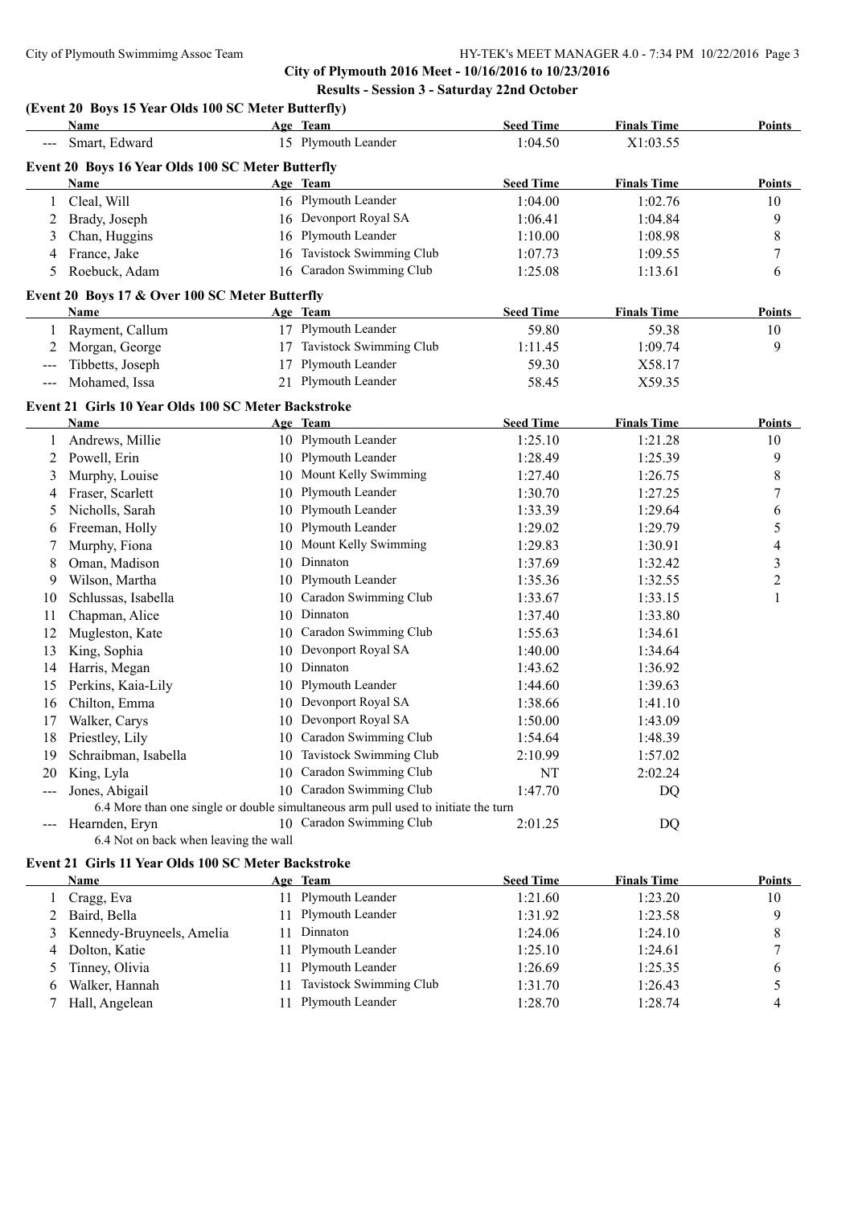## City of Plymouth 2016 Meet - 10/16/2016 to 10/23/2016

### Results - Session 3 - Saturday 22nd October

### (Event 20 Boys 15 Year Olds 100 SC Meter Butterfly)

| | Name | Age | Team | Seed Time | Finals Time | Points |
|---|---|---|---|---|---|---|
| --- | Smart, Edward | 15 | Plymouth Leander | 1:04.50 | X1:03.55 | |

### Event 20 Boys 16 Year Olds 100 SC Meter Butterfly

| | Name | Age | Team | Seed Time | Finals Time | Points |
|---|---|---|---|---|---|---|
| 1 | Cleal, Will | 16 | Plymouth Leander | 1:04.00 | 1:02.76 | 10 |
| 2 | Brady, Joseph | 16 | Devonport Royal SA | 1:06.41 | 1:04.84 | 9 |
| 3 | Chan, Huggins | 16 | Plymouth Leander | 1:10.00 | 1:08.98 | 8 |
| 4 | France, Jake | 16 | Tavistock Swimming Club | 1:07.73 | 1:09.55 | 7 |
| 5 | Roebuck, Adam | 16 | Caradon Swimming Club | 1:25.08 | 1:13.61 | 6 |

### Event 20 Boys 17 & Over 100 SC Meter Butterfly

| | Name | Age | Team | Seed Time | Finals Time | Points |
|---|---|---|---|---|---|---|
| 1 | Rayment, Callum | 17 | Plymouth Leander | 59.80 | 59.38 | 10 |
| 2 | Morgan, George | 17 | Tavistock Swimming Club | 1:11.45 | 1:09.74 | 9 |
| --- | Tibbetts, Joseph | 17 | Plymouth Leander | 59.30 | X58.17 | |
| --- | Mohamed, Issa | 21 | Plymouth Leander | 58.45 | X59.35 | |

### Event 21 Girls 10 Year Olds 100 SC Meter Backstroke

| | Name | Age | Team | Seed Time | Finals Time | Points |
|---|---|---|---|---|---|---|
| 1 | Andrews, Millie | 10 | Plymouth Leander | 1:25.10 | 1:21.28 | 10 |
| 2 | Powell, Erin | 10 | Plymouth Leander | 1:28.49 | 1:25.39 | 9 |
| 3 | Murphy, Louise | 10 | Mount Kelly Swimming | 1:27.40 | 1:26.75 | 8 |
| 4 | Fraser, Scarlett | 10 | Plymouth Leander | 1:30.70 | 1:27.25 | 7 |
| 5 | Nicholls, Sarah | 10 | Plymouth Leander | 1:33.39 | 1:29.64 | 6 |
| 6 | Freeman, Holly | 10 | Plymouth Leander | 1:29.02 | 1:29.79 | 5 |
| 7 | Murphy, Fiona | 10 | Mount Kelly Swimming | 1:29.83 | 1:30.91 | 4 |
| 8 | Oman, Madison | 10 | Dinnaton | 1:37.69 | 1:32.42 | 3 |
| 9 | Wilson, Martha | 10 | Plymouth Leander | 1:35.36 | 1:32.55 | 2 |
| 10 | Schlussas, Isabella | 10 | Caradon Swimming Club | 1:33.67 | 1:33.15 | 1 |
| 11 | Chapman, Alice | 10 | Dinnaton | 1:37.40 | 1:33.80 | |
| 12 | Mugleston, Kate | 10 | Caradon Swimming Club | 1:55.63 | 1:34.61 | |
| 13 | King, Sophia | 10 | Devonport Royal SA | 1:40.00 | 1:34.64 | |
| 14 | Harris, Megan | 10 | Dinnaton | 1:43.62 | 1:36.92 | |
| 15 | Perkins, Kaia-Lily | 10 | Plymouth Leander | 1:44.60 | 1:39.63 | |
| 16 | Chilton, Emma | 10 | Devonport Royal SA | 1:38.66 | 1:41.10 | |
| 17 | Walker, Carys | 10 | Devonport Royal SA | 1:50.00 | 1:43.09 | |
| 18 | Priestley, Lily | 10 | Caradon Swimming Club | 1:54.64 | 1:48.39 | |
| 19 | Schraibman, Isabella | 10 | Tavistock Swimming Club | 2:10.99 | 1:57.02 | |
| 20 | King, Lyla | 10 | Caradon Swimming Club | NT | 2:02.24 | |
| --- | Jones, Abigail | 10 | Caradon Swimming Club | 1:47.70 | DQ | |
| | 6.4 More than one single or double simultaneous arm pull used to initiate the turn | | | | | |
| --- | Hearnden, Eryn | 10 | Caradon Swimming Club | 2:01.25 | DQ | |
| | 6.4 Not on back when leaving the wall | | | | | |

### Event 21 Girls 11 Year Olds 100 SC Meter Backstroke

| | Name | Age | Team | Seed Time | Finals Time | Points |
|---|---|---|---|---|---|---|
| 1 | Cragg, Eva | 11 | Plymouth Leander | 1:21.60 | 1:23.20 | 10 |
| 2 | Baird, Bella | 11 | Plymouth Leander | 1:31.92 | 1:23.58 | 9 |
| 3 | Kennedy-Bruyneels, Amelia | 11 | Dinnaton | 1:24.06 | 1:24.10 | 8 |
| 4 | Dolton, Katie | 11 | Plymouth Leander | 1:25.10 | 1:24.61 | 7 |
| 5 | Tinney, Olivia | 11 | Plymouth Leander | 1:26.69 | 1:25.35 | 6 |
| 6 | Walker, Hannah | 11 | Tavistock Swimming Club | 1:31.70 | 1:26.43 | 5 |
| 7 | Hall, Angelean | 11 | Plymouth Leander | 1:28.70 | 1:28.74 | 4 |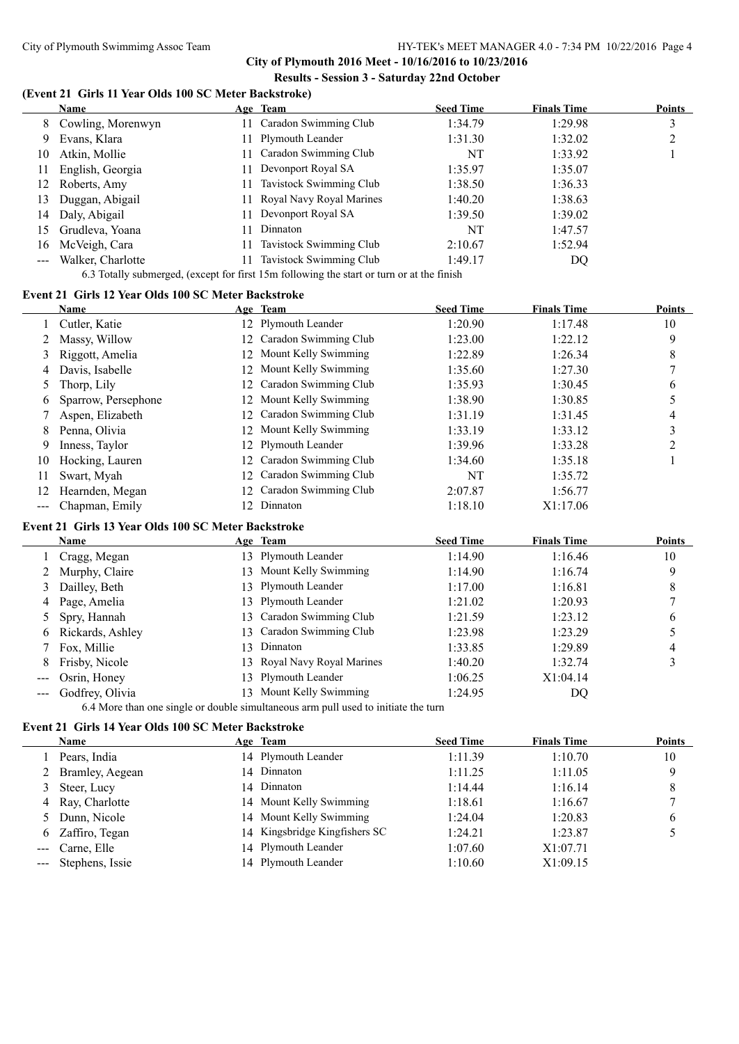## City of Plymouth 2016 Meet - 10/16/2016 to 10/23/2016

### Results - Session 3 - Saturday 22nd October

#### (Event 21 Girls 11 Year Olds 100 SC Meter Backstroke)

| | Name | Age | Team | Seed Time | Finals Time | Points |
|---|---|---|---|---|---|---|
| 8 | Cowling, Morenwyn | 11 | Caradon Swimming Club | 1:34.79 | 1:29.98 | 3 |
| 9 | Evans, Klara | 11 | Plymouth Leander | 1:31.30 | 1:32.02 | 2 |
| 10 | Atkin, Mollie | 11 | Caradon Swimming Club | NT | 1:33.92 | 1 |
| 11 | English, Georgia | 11 | Devonport Royal SA | 1:35.97 | 1:35.07 | |
| 12 | Roberts, Amy | 11 | Tavistock Swimming Club | 1:38.50 | 1:36.33 | |
| 13 | Duggan, Abigail | 11 | Royal Navy Royal Marines | 1:40.20 | 1:38.63 | |
| 14 | Daly, Abigail | 11 | Devonport Royal SA | 1:39.50 | 1:39.02 | |
| 15 | Grudleva, Yoana | 11 | Dinnaton | NT | 1:47.57 | |
| 16 | McVeigh, Cara | 11 | Tavistock Swimming Club | 2:10.67 | 1:52.94 | |
| --- | Walker, Charlotte | 11 | Tavistock Swimming Club | 1:49.17 | DQ | |

6.3 Totally submerged, (except for first 15m following the start or turn or at the finish

#### Event 21 Girls 12 Year Olds 100 SC Meter Backstroke

| | Name | Age | Team | Seed Time | Finals Time | Points |
|---|---|---|---|---|---|---|
| 1 | Cutler, Katie | 12 | Plymouth Leander | 1:20.90 | 1:17.48 | 10 |
| 2 | Massy, Willow | 12 | Caradon Swimming Club | 1:23.00 | 1:22.12 | 9 |
| 3 | Riggott, Amelia | 12 | Mount Kelly Swimming | 1:22.89 | 1:26.34 | 8 |
| 4 | Davis, Isabelle | 12 | Mount Kelly Swimming | 1:35.60 | 1:27.30 | 7 |
| 5 | Thorp, Lily | 12 | Caradon Swimming Club | 1:35.93 | 1:30.45 | 6 |
| 6 | Sparrow, Persephone | 12 | Mount Kelly Swimming | 1:38.90 | 1:30.85 | 5 |
| 7 | Aspen, Elizabeth | 12 | Caradon Swimming Club | 1:31.19 | 1:31.45 | 4 |
| 8 | Penna, Olivia | 12 | Mount Kelly Swimming | 1:33.19 | 1:33.12 | 3 |
| 9 | Inness, Taylor | 12 | Plymouth Leander | 1:39.96 | 1:33.28 | 2 |
| 10 | Hocking, Lauren | 12 | Caradon Swimming Club | 1:34.60 | 1:35.18 | 1 |
| 11 | Swart, Myah | 12 | Caradon Swimming Club | NT | 1:35.72 | |
| 12 | Hearnden, Megan | 12 | Caradon Swimming Club | 2:07.87 | 1:56.77 | |
| --- | Chapman, Emily | 12 | Dinnaton | 1:18.10 | X1:17.06 | |

#### Event 21 Girls 13 Year Olds 100 SC Meter Backstroke

| | Name | Age | Team | Seed Time | Finals Time | Points |
|---|---|---|---|---|---|---|
| 1 | Cragg, Megan | 13 | Plymouth Leander | 1:14.90 | 1:16.46 | 10 |
| 2 | Murphy, Claire | 13 | Mount Kelly Swimming | 1:14.90 | 1:16.74 | 9 |
| 3 | Dailley, Beth | 13 | Plymouth Leander | 1:17.00 | 1:16.81 | 8 |
| 4 | Page, Amelia | 13 | Plymouth Leander | 1:21.02 | 1:20.93 | 7 |
| 5 | Spry, Hannah | 13 | Caradon Swimming Club | 1:21.59 | 1:23.12 | 6 |
| 6 | Rickards, Ashley | 13 | Caradon Swimming Club | 1:23.98 | 1:23.29 | 5 |
| 7 | Fox, Millie | 13 | Dinnaton | 1:33.85 | 1:29.89 | 4 |
| 8 | Frisby, Nicole | 13 | Royal Navy Royal Marines | 1:40.20 | 1:32.74 | 3 |
| --- | Osrin, Honey | 13 | Plymouth Leander | 1:06.25 | X1:04.14 | |
| --- | Godfrey, Olivia | 13 | Mount Kelly Swimming | 1:24.95 | DQ | |

6.4 More than one single or double simultaneous arm pull used to initiate the turn

#### Event 21 Girls 14 Year Olds 100 SC Meter Backstroke

| | Name | Age | Team | Seed Time | Finals Time | Points |
|---|---|---|---|---|---|---|
| 1 | Pears, India | 14 | Plymouth Leander | 1:11.39 | 1:10.70 | 10 |
| 2 | Bramley, Aegean | 14 | Dinnaton | 1:11.25 | 1:11.05 | 9 |
| 3 | Steer, Lucy | 14 | Dinnaton | 1:14.44 | 1:16.14 | 8 |
| 4 | Ray, Charlotte | 14 | Mount Kelly Swimming | 1:18.61 | 1:16.67 | 7 |
| 5 | Dunn, Nicole | 14 | Mount Kelly Swimming | 1:24.04 | 1:20.83 | 6 |
| 6 | Zaffiro, Tegan | 14 | Kingsbridge Kingfishers SC | 1:24.21 | 1:23.87 | 5 |
| --- | Carne, Elle | 14 | Plymouth Leander | 1:07.60 | X1:07.71 | |
| --- | Stephens, Issie | 14 | Plymouth Leander | 1:10.60 | X1:09.15 | |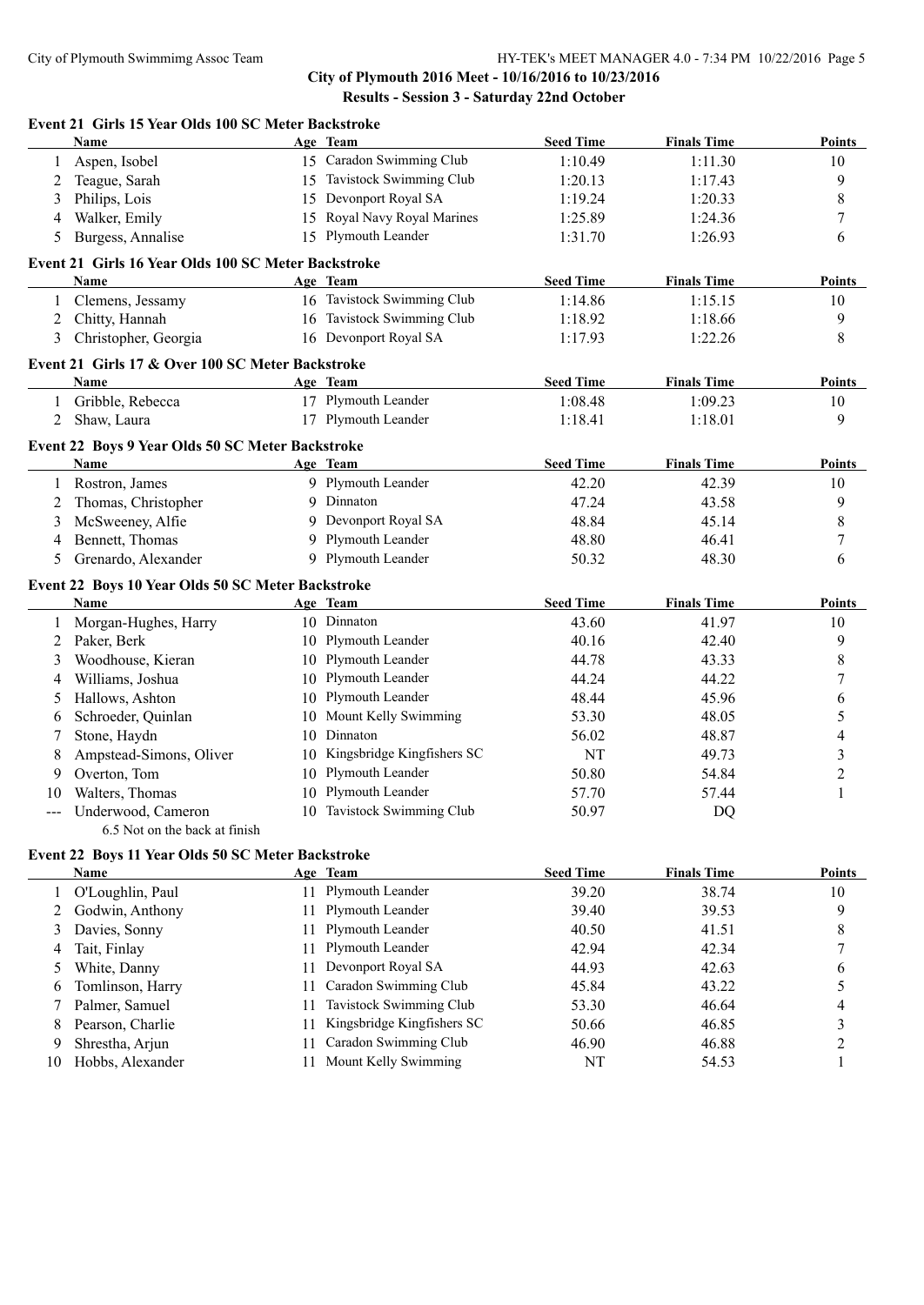**City of Plymouth 2016 Meet - 10/16/2016 to 10/23/2016**

**Results - Session 3 - Saturday 22nd October**

### Event 21 Girls 15 Year Olds 100 SC Meter Backstroke

| | Name | Age | Team | Seed Time | Finals Time | Points |
|---|---|---|---|---|---|---|
| 1 | Aspen, Isobel | 15 | Caradon Swimming Club | 1:10.49 | 1:11.30 | 10 |
| 2 | Teague, Sarah | 15 | Tavistock Swimming Club | 1:20.13 | 1:17.43 | 9 |
| 3 | Philips, Lois | 15 | Devonport Royal SA | 1:19.24 | 1:20.33 | 8 |
| 4 | Walker, Emily | 15 | Royal Navy Royal Marines | 1:25.89 | 1:24.36 | 7 |
| 5 | Burgess, Annalise | 15 | Plymouth Leander | 1:31.70 | 1:26.93 | 6 |

### Event 21 Girls 16 Year Olds 100 SC Meter Backstroke

| | Name | Age | Team | Seed Time | Finals Time | Points |
|---|---|---|---|---|---|---|
| 1 | Clemens, Jessamy | 16 | Tavistock Swimming Club | 1:14.86 | 1:15.15 | 10 |
| 2 | Chitty, Hannah | 16 | Tavistock Swimming Club | 1:18.92 | 1:18.66 | 9 |
| 3 | Christopher, Georgia | 16 | Devonport Royal SA | 1:17.93 | 1:22.26 | 8 |

### Event 21 Girls 17 & Over 100 SC Meter Backstroke

| | Name | Age | Team | Seed Time | Finals Time | Points |
|---|---|---|---|---|---|---|
| 1 | Gribble, Rebecca | 17 | Plymouth Leander | 1:08.48 | 1:09.23 | 10 |
| 2 | Shaw, Laura | 17 | Plymouth Leander | 1:18.41 | 1:18.01 | 9 |

### Event 22 Boys 9 Year Olds 50 SC Meter Backstroke

| | Name | Age | Team | Seed Time | Finals Time | Points |
|---|---|---|---|---|---|---|
| 1 | Rostron, James | 9 | Plymouth Leander | 42.20 | 42.39 | 10 |
| 2 | Thomas, Christopher | 9 | Dinnaton | 47.24 | 43.58 | 9 |
| 3 | McSweeney, Alfie | 9 | Devonport Royal SA | 48.84 | 45.14 | 8 |
| 4 | Bennett, Thomas | 9 | Plymouth Leander | 48.80 | 46.41 | 7 |
| 5 | Grenardo, Alexander | 9 | Plymouth Leander | 50.32 | 48.30 | 6 |

### Event 22 Boys 10 Year Olds 50 SC Meter Backstroke

| | Name | Age | Team | Seed Time | Finals Time | Points |
|---|---|---|---|---|---|---|
| 1 | Morgan-Hughes, Harry | 10 | Dinnaton | 43.60 | 41.97 | 10 |
| 2 | Paker, Berk | 10 | Plymouth Leander | 40.16 | 42.40 | 9 |
| 3 | Woodhouse, Kieran | 10 | Plymouth Leander | 44.78 | 43.33 | 8 |
| 4 | Williams, Joshua | 10 | Plymouth Leander | 44.24 | 44.22 | 7 |
| 5 | Hallows, Ashton | 10 | Plymouth Leander | 48.44 | 45.96 | 6 |
| 6 | Schroeder, Quinlan | 10 | Mount Kelly Swimming | 53.30 | 48.05 | 5 |
| 7 | Stone, Haydn | 10 | Dinnaton | 56.02 | 48.87 | 4 |
| 8 | Ampstead-Simons, Oliver | 10 | Kingsbridge Kingfishers SC | NT | 49.73 | 3 |
| 9 | Overton, Tom | 10 | Plymouth Leander | 50.80 | 54.84 | 2 |
| 10 | Walters, Thomas | 10 | Plymouth Leander | 57.70 | 57.44 | 1 |
| --- | Underwood, Cameron | 10 | Tavistock Swimming Club | 50.97 | DQ | |
| | 6.5 Not on the back at finish | | | | | |

### Event 22 Boys 11 Year Olds 50 SC Meter Backstroke

| | Name | Age | Team | Seed Time | Finals Time | Points |
|---|---|---|---|---|---|---|
| 1 | O'Loughlin, Paul | 11 | Plymouth Leander | 39.20 | 38.74 | 10 |
| 2 | Godwin, Anthony | 11 | Plymouth Leander | 39.40 | 39.53 | 9 |
| 3 | Davies, Sonny | 11 | Plymouth Leander | 40.50 | 41.51 | 8 |
| 4 | Tait, Finlay | 11 | Plymouth Leander | 42.94 | 42.34 | 7 |
| 5 | White, Danny | 11 | Devonport Royal SA | 44.93 | 42.63 | 6 |
| 6 | Tomlinson, Harry | 11 | Caradon Swimming Club | 45.84 | 43.22 | 5 |
| 7 | Palmer, Samuel | 11 | Tavistock Swimming Club | 53.30 | 46.64 | 4 |
| 8 | Pearson, Charlie | 11 | Kingsbridge Kingfishers SC | 50.66 | 46.85 | 3 |
| 9 | Shrestha, Arjun | 11 | Caradon Swimming Club | 46.90 | 46.88 | 2 |
| 10 | Hobbs, Alexander | 11 | Mount Kelly Swimming | NT | 54.53 | 1 |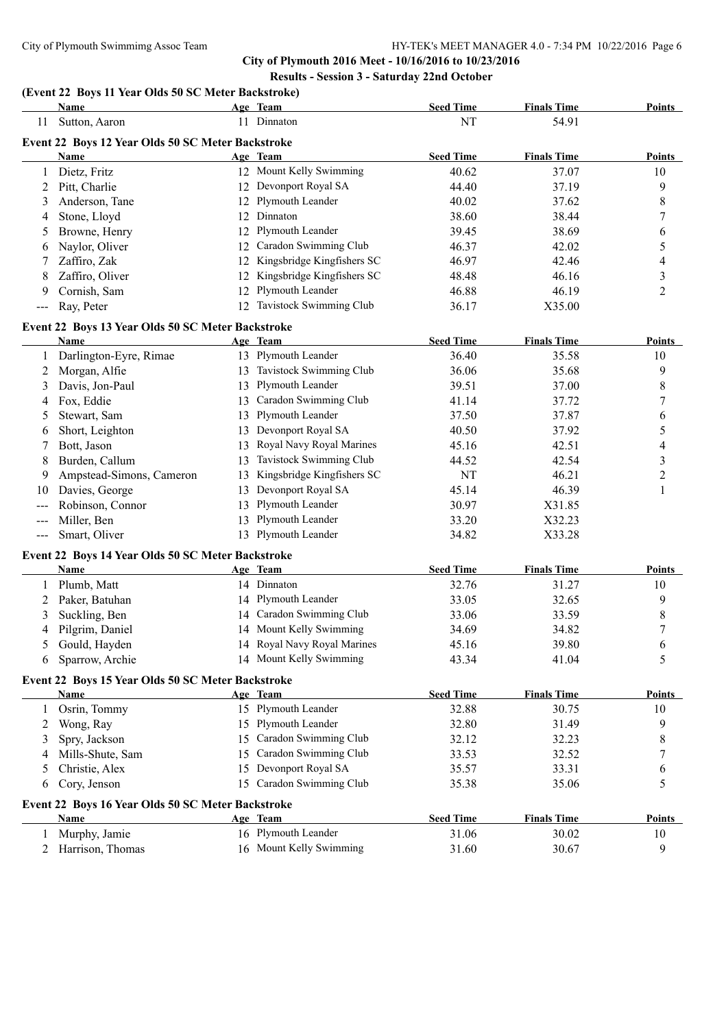## City of Plymouth 2016 Meet - 10/16/2016 to 10/23/2016

### Results - Session 3 - Saturday 22nd October

**(Event 22 Boys 11 Year Olds 50 SC Meter Backstroke)**

| | Name | Age | Team | Seed Time | Finals Time | Points |
|---|---|---|---|---|---|---|
| 11 | Sutton, Aaron | 11 | Dinnaton | NT | 54.91 | |

**Event 22 Boys 12 Year Olds 50 SC Meter Backstroke**

| | Name | Age | Team | Seed Time | Finals Time | Points |
|---|---|---|---|---|---|---|
| 1 | Dietz, Fritz | 12 | Mount Kelly Swimming | 40.62 | 37.07 | 10 |
| 2 | Pitt, Charlie | 12 | Devonport Royal SA | 44.40 | 37.19 | 9 |
| 3 | Anderson, Tane | 12 | Plymouth Leander | 40.02 | 37.62 | 8 |
| 4 | Stone, Lloyd | 12 | Dinnaton | 38.60 | 38.44 | 7 |
| 5 | Browne, Henry | 12 | Plymouth Leander | 39.45 | 38.69 | 6 |
| 6 | Naylor, Oliver | 12 | Caradon Swimming Club | 46.37 | 42.02 | 5 |
| 7 | Zaffiro, Zak | 12 | Kingsbridge Kingfishers SC | 46.97 | 42.46 | 4 |
| 8 | Zaffiro, Oliver | 12 | Kingsbridge Kingfishers SC | 48.48 | 46.16 | 3 |
| 9 | Cornish, Sam | 12 | Plymouth Leander | 46.88 | 46.19 | 2 |
| --- | Ray, Peter | 12 | Tavistock Swimming Club | 36.17 | X35.00 | |

**Event 22 Boys 13 Year Olds 50 SC Meter Backstroke**

| | Name | Age | Team | Seed Time | Finals Time | Points |
|---|---|---|---|---|---|---|
| 1 | Darlington-Eyre, Rimae | 13 | Plymouth Leander | 36.40 | 35.58 | 10 |
| 2 | Morgan, Alfie | 13 | Tavistock Swimming Club | 36.06 | 35.68 | 9 |
| 3 | Davis, Jon-Paul | 13 | Plymouth Leander | 39.51 | 37.00 | 8 |
| 4 | Fox, Eddie | 13 | Caradon Swimming Club | 41.14 | 37.72 | 7 |
| 5 | Stewart, Sam | 13 | Plymouth Leander | 37.50 | 37.87 | 6 |
| 6 | Short, Leighton | 13 | Devonport Royal SA | 40.50 | 37.92 | 5 |
| 7 | Bott, Jason | 13 | Royal Navy Royal Marines | 45.16 | 42.51 | 4 |
| 8 | Burden, Callum | 13 | Tavistock Swimming Club | 44.52 | 42.54 | 3 |
| 9 | Ampstead-Simons, Cameron | 13 | Kingsbridge Kingfishers SC | NT | 46.21 | 2 |
| 10 | Davies, George | 13 | Devonport Royal SA | 45.14 | 46.39 | 1 |
| --- | Robinson, Connor | 13 | Plymouth Leander | 30.97 | X31.85 | |
| --- | Miller, Ben | 13 | Plymouth Leander | 33.20 | X32.23 | |
| --- | Smart, Oliver | 13 | Plymouth Leander | 34.82 | X33.28 | |

**Event 22 Boys 14 Year Olds 50 SC Meter Backstroke**

| | Name | Age | Team | Seed Time | Finals Time | Points |
|---|---|---|---|---|---|---|
| 1 | Plumb, Matt | 14 | Dinnaton | 32.76 | 31.27 | 10 |
| 2 | Paker, Batuhan | 14 | Plymouth Leander | 33.05 | 32.65 | 9 |
| 3 | Suckling, Ben | 14 | Caradon Swimming Club | 33.06 | 33.59 | 8 |
| 4 | Pilgrim, Daniel | 14 | Mount Kelly Swimming | 34.69 | 34.82 | 7 |
| 5 | Gould, Hayden | 14 | Royal Navy Royal Marines | 45.16 | 39.80 | 6 |
| 6 | Sparrow, Archie | 14 | Mount Kelly Swimming | 43.34 | 41.04 | 5 |

**Event 22 Boys 15 Year Olds 50 SC Meter Backstroke**

| | Name | Age | Team | Seed Time | Finals Time | Points |
|---|---|---|---|---|---|---|
| 1 | Osrin, Tommy | 15 | Plymouth Leander | 32.88 | 30.75 | 10 |
| 2 | Wong, Ray | 15 | Plymouth Leander | 32.80 | 31.49 | 9 |
| 3 | Spry, Jackson | 15 | Caradon Swimming Club | 32.12 | 32.23 | 8 |
| 4 | Mills-Shute, Sam | 15 | Caradon Swimming Club | 33.53 | 32.52 | 7 |
| 5 | Christie, Alex | 15 | Devonport Royal SA | 35.57 | 33.31 | 6 |
| 6 | Cory, Jenson | 15 | Caradon Swimming Club | 35.38 | 35.06 | 5 |

**Event 22 Boys 16 Year Olds 50 SC Meter Backstroke**

| | Name | Age | Team | Seed Time | Finals Time | Points |
|---|---|---|---|---|---|---|
| 1 | Murphy, Jamie | 16 | Plymouth Leander | 31.06 | 30.02 | 10 |
| 2 | Harrison, Thomas | 16 | Mount Kelly Swimming | 31.60 | 30.67 | 9 |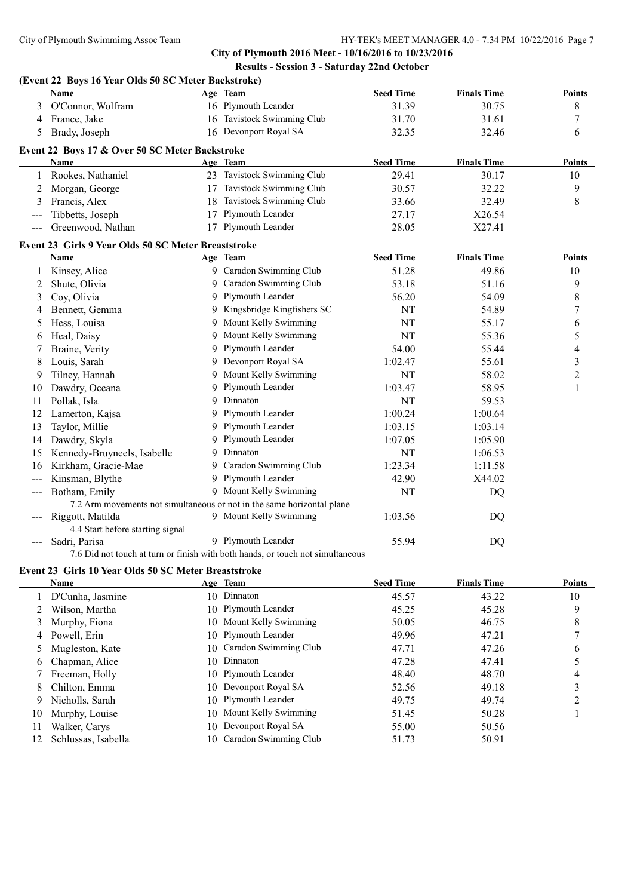City of Plymouth 2016 Meet - 10/16/2016 to 10/23/2016

Results - Session 3 - Saturday 22nd October

### (Event 22 Boys 16 Year Olds 50 SC Meter Backstroke)

| | Name | Age | Team | Seed Time | Finals Time | Points |
|---|---|---|---|---|---|---|
| 3 | O'Connor, Wolfram | 16 | Plymouth Leander | 31.39 | 30.75 | 8 |
| 4 | France, Jake | 16 | Tavistock Swimming Club | 31.70 | 31.61 | 7 |
| 5 | Brady, Joseph | 16 | Devonport Royal SA | 32.35 | 32.46 | 6 |

### Event 22 Boys 17 & Over 50 SC Meter Backstroke

| | Name | Age | Team | Seed Time | Finals Time | Points |
|---|---|---|---|---|---|---|
| 1 | Rookes, Nathaniel | 23 | Tavistock Swimming Club | 29.41 | 30.17 | 10 |
| 2 | Morgan, George | 17 | Tavistock Swimming Club | 30.57 | 32.22 | 9 |
| 3 | Francis, Alex | 18 | Tavistock Swimming Club | 33.66 | 32.49 | 8 |
| --- | Tibbetts, Joseph | 17 | Plymouth Leander | 27.17 | X26.54 | |
| --- | Greenwood, Nathan | 17 | Plymouth Leander | 28.05 | X27.41 | |

### Event 23 Girls 9 Year Olds 50 SC Meter Breaststroke

| | Name | Age | Team | Seed Time | Finals Time | Points |
|---|---|---|---|---|---|---|
| 1 | Kinsey, Alice | 9 | Caradon Swimming Club | 51.28 | 49.86 | 10 |
| 2 | Shute, Olivia | 9 | Caradon Swimming Club | 53.18 | 51.16 | 9 |
| 3 | Coy, Olivia | 9 | Plymouth Leander | 56.20 | 54.09 | 8 |
| 4 | Bennett, Gemma | 9 | Kingsbridge Kingfishers SC | NT | 54.89 | 7 |
| 5 | Hess, Louisa | 9 | Mount Kelly Swimming | NT | 55.17 | 6 |
| 6 | Heal, Daisy | 9 | Mount Kelly Swimming | NT | 55.36 | 5 |
| 7 | Braine, Verity | 9 | Plymouth Leander | 54.00 | 55.44 | 4 |
| 8 | Louis, Sarah | 9 | Devonport Royal SA | 1:02.47 | 55.61 | 3 |
| 9 | Tilney, Hannah | 9 | Mount Kelly Swimming | NT | 58.02 | 2 |
| 10 | Dawdry, Oceana | 9 | Plymouth Leander | 1:03.47 | 58.95 | 1 |
| 11 | Pollak, Isla | 9 | Dinnaton | NT | 59.53 | |
| 12 | Lamerton, Kajsa | 9 | Plymouth Leander | 1:00.24 | 1:00.64 | |
| 13 | Taylor, Millie | 9 | Plymouth Leander | 1:03.15 | 1:03.14 | |
| 14 | Dawdry, Skyla | 9 | Plymouth Leander | 1:07.05 | 1:05.90 | |
| 15 | Kennedy-Bruyneels, Isabelle | 9 | Dinnaton | NT | 1:06.53 | |
| 16 | Kirkham, Gracie-Mae | 9 | Caradon Swimming Club | 1:23.34 | 1:11.58 | |
| --- | Kinsman, Blythe | 9 | Plymouth Leander | 42.90 | X44.02 | |
| --- | Botham, Emily | 9 | Mount Kelly Swimming | NT | DQ | |
| | 7.2 Arm movements not simultaneous or not in the same horizontal plane | | | | | |
| --- | Riggott, Matilda | 9 | Mount Kelly Swimming | 1:03.56 | DQ | |
| | 4.4 Start before starting signal | | | | | |
| --- | Sadri, Parisa | 9 | Plymouth Leander | 55.94 | DQ | |
| | 7.6 Did not touch at turn or finish with both hands, or touch not simultaneous | | | | | |

### Event 23 Girls 10 Year Olds 50 SC Meter Breaststroke

| | Name | Age | Team | Seed Time | Finals Time | Points |
|---|---|---|---|---|---|---|
| 1 | D'Cunha, Jasmine | 10 | Dinnaton | 45.57 | 43.22 | 10 |
| 2 | Wilson, Martha | 10 | Plymouth Leander | 45.25 | 45.28 | 9 |
| 3 | Murphy, Fiona | 10 | Mount Kelly Swimming | 50.05 | 46.75 | 8 |
| 4 | Powell, Erin | 10 | Plymouth Leander | 49.96 | 47.21 | 7 |
| 5 | Mugleston, Kate | 10 | Caradon Swimming Club | 47.71 | 47.26 | 6 |
| 6 | Chapman, Alice | 10 | Dinnaton | 47.28 | 47.41 | 5 |
| 7 | Freeman, Holly | 10 | Plymouth Leander | 48.40 | 48.70 | 4 |
| 8 | Chilton, Emma | 10 | Devonport Royal SA | 52.56 | 49.18 | 3 |
| 9 | Nicholls, Sarah | 10 | Plymouth Leander | 49.75 | 49.74 | 2 |
| 10 | Murphy, Louise | 10 | Mount Kelly Swimming | 51.45 | 50.28 | 1 |
| 11 | Walker, Carys | 10 | Devonport Royal SA | 55.00 | 50.56 | |
| 12 | Schlussas, Isabella | 10 | Caradon Swimming Club | 51.73 | 50.91 | |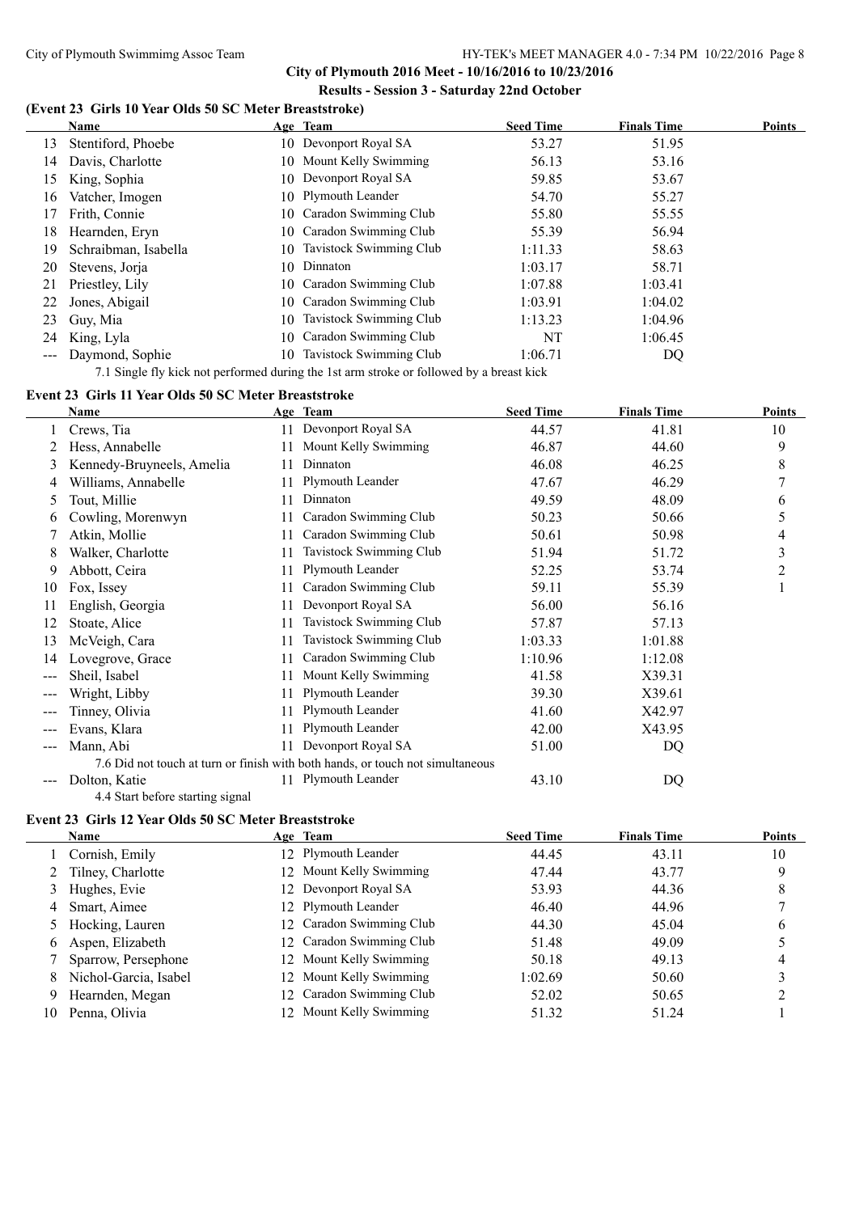**City of Plymouth 2016 Meet - 10/16/2016 to 10/23/2016**

**Results - Session 3 - Saturday 22nd October**

### (Event 23 Girls 10 Year Olds 50 SC Meter Breaststroke)

| | Name | Age | Team | Seed Time | Finals Time | Points |
|---|---|---|---|---|---|---|
| 13 | Stentiford, Phoebe | 10 | Devonport Royal SA | 53.27 | 51.95 | |
| 14 | Davis, Charlotte | 10 | Mount Kelly Swimming | 56.13 | 53.16 | |
| 15 | King, Sophia | 10 | Devonport Royal SA | 59.85 | 53.67 | |
| 16 | Vatcher, Imogen | 10 | Plymouth Leander | 54.70 | 55.27 | |
| 17 | Frith, Connie | 10 | Caradon Swimming Club | 55.80 | 55.55 | |
| 18 | Hearnden, Eryn | 10 | Caradon Swimming Club | 55.39 | 56.94 | |
| 19 | Schraibman, Isabella | 10 | Tavistock Swimming Club | 1:11.33 | 58.63 | |
| 20 | Stevens, Jorja | 10 | Dinnaton | 1:03.17 | 58.71 | |
| 21 | Priestley, Lily | 10 | Caradon Swimming Club | 1:07.88 | 1:03.41 | |
| 22 | Jones, Abigail | 10 | Caradon Swimming Club | 1:03.91 | 1:04.02 | |
| 23 | Guy, Mia | 10 | Tavistock Swimming Club | 1:13.23 | 1:04.96 | |
| 24 | King, Lyla | 10 | Caradon Swimming Club | NT | 1:06.45 | |
| --- | Daymond, Sophie | 10 | Tavistock Swimming Club | 1:06.71 | DQ | |
| | 7.1 Single fly kick not performed during the 1st arm stroke or followed by a breast kick | | | | | |

### Event 23 Girls 11 Year Olds 50 SC Meter Breaststroke

| | Name | Age | Team | Seed Time | Finals Time | Points |
|---|---|---|---|---|---|---|
| 1 | Crews, Tia | 11 | Devonport Royal SA | 44.57 | 41.81 | 10 |
| 2 | Hess, Annabelle | 11 | Mount Kelly Swimming | 46.87 | 44.60 | 9 |
| 3 | Kennedy-Bruyneels, Amelia | 11 | Dinnaton | 46.08 | 46.25 | 8 |
| 4 | Williams, Annabelle | 11 | Plymouth Leander | 47.67 | 46.29 | 7 |
| 5 | Tout, Millie | 11 | Dinnaton | 49.59 | 48.09 | 6 |
| 6 | Cowling, Morenwyn | 11 | Caradon Swimming Club | 50.23 | 50.66 | 5 |
| 7 | Atkin, Mollie | 11 | Caradon Swimming Club | 50.61 | 50.98 | 4 |
| 8 | Walker, Charlotte | 11 | Tavistock Swimming Club | 51.94 | 51.72 | 3 |
| 9 | Abbott, Ceira | 11 | Plymouth Leander | 52.25 | 53.74 | 2 |
| 10 | Fox, Issey | 11 | Caradon Swimming Club | 59.11 | 55.39 | 1 |
| 11 | English, Georgia | 11 | Devonport Royal SA | 56.00 | 56.16 | |
| 12 | Stoate, Alice | 11 | Tavistock Swimming Club | 57.87 | 57.13 | |
| 13 | McVeigh, Cara | 11 | Tavistock Swimming Club | 1:03.33 | 1:01.88 | |
| 14 | Lovegrove, Grace | 11 | Caradon Swimming Club | 1:10.96 | 1:12.08 | |
| --- | Sheil, Isabel | 11 | Mount Kelly Swimming | 41.58 | X39.31 | |
| --- | Wright, Libby | 11 | Plymouth Leander | 39.30 | X39.61 | |
| --- | Tinney, Olivia | 11 | Plymouth Leander | 41.60 | X42.97 | |
| --- | Evans, Klara | 11 | Plymouth Leander | 42.00 | X43.95 | |
| --- | Mann, Abi | 11 | Devonport Royal SA | 51.00 | DQ | |
| | 7.6 Did not touch at turn or finish with both hands, or touch not simultaneous | | | | | |
| --- | Dolton, Katie | 11 | Plymouth Leander | 43.10 | DQ | |
| | 4.4 Start before starting signal | | | | | |

### Event 23 Girls 12 Year Olds 50 SC Meter Breaststroke

| | Name | Age | Team | Seed Time | Finals Time | Points |
|---|---|---|---|---|---|---|
| 1 | Cornish, Emily | 12 | Plymouth Leander | 44.45 | 43.11 | 10 |
| 2 | Tilney, Charlotte | 12 | Mount Kelly Swimming | 47.44 | 43.77 | 9 |
| 3 | Hughes, Evie | 12 | Devonport Royal SA | 53.93 | 44.36 | 8 |
| 4 | Smart, Aimee | 12 | Plymouth Leander | 46.40 | 44.96 | 7 |
| 5 | Hocking, Lauren | 12 | Caradon Swimming Club | 44.30 | 45.04 | 6 |
| 6 | Aspen, Elizabeth | 12 | Caradon Swimming Club | 51.48 | 49.09 | 5 |
| 7 | Sparrow, Persephone | 12 | Mount Kelly Swimming | 50.18 | 49.13 | 4 |
| 8 | Nichol-Garcia, Isabel | 12 | Mount Kelly Swimming | 1:02.69 | 50.60 | 3 |
| 9 | Hearnden, Megan | 12 | Caradon Swimming Club | 52.02 | 50.65 | 2 |
| 10 | Penna, Olivia | 12 | Mount Kelly Swimming | 51.32 | 51.24 | 1 |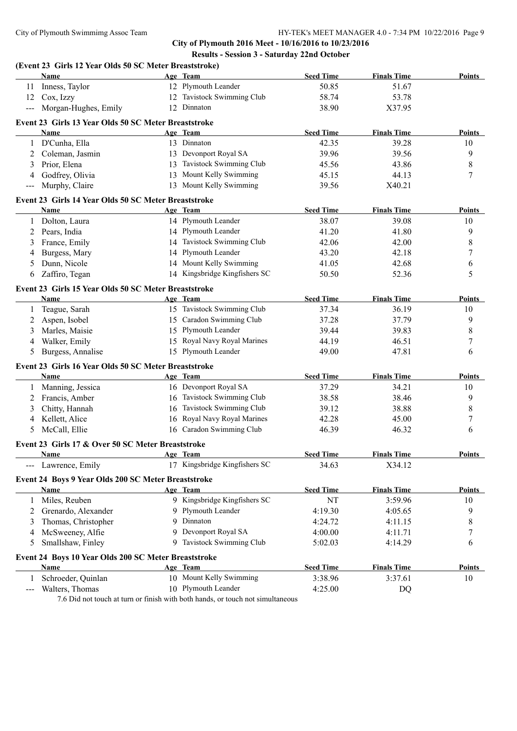**City of Plymouth 2016 Meet - 10/16/2016 to 10/23/2016**

**Results - Session 3 - Saturday 22nd October**

### (Event 23 Girls 12 Year Olds 50 SC Meter Breaststroke)

| | Name | Age | Team | Seed Time | Finals Time | Points |
|---|---|---|---|---|---|---|
| 11 | Inness, Taylor | 12 | Plymouth Leander | 50.85 | 51.67 | |
| 12 | Cox, Izzy | 12 | Tavistock Swimming Club | 58.74 | 53.78 | |
| --- | Morgan-Hughes, Emily | 12 | Dinnaton | 38.90 | X37.95 | |

### Event 23 Girls 13 Year Olds 50 SC Meter Breaststroke

| | Name | Age | Team | Seed Time | Finals Time | Points |
|---|---|---|---|---|---|---|
| 1 | D'Cunha, Ella | 13 | Dinnaton | 42.35 | 39.28 | 10 |
| 2 | Coleman, Jasmin | 13 | Devonport Royal SA | 39.96 | 39.56 | 9 |
| 3 | Prior, Elena | 13 | Tavistock Swimming Club | 45.56 | 43.86 | 8 |
| 4 | Godfrey, Olivia | 13 | Mount Kelly Swimming | 45.15 | 44.13 | 7 |
| --- | Murphy, Claire | 13 | Mount Kelly Swimming | 39.56 | X40.21 | |

### Event 23 Girls 14 Year Olds 50 SC Meter Breaststroke

| | Name | Age | Team | Seed Time | Finals Time | Points |
|---|---|---|---|---|---|---|
| 1 | Dolton, Laura | 14 | Plymouth Leander | 38.07 | 39.08 | 10 |
| 2 | Pears, India | 14 | Plymouth Leander | 41.20 | 41.80 | 9 |
| 3 | France, Emily | 14 | Tavistock Swimming Club | 42.06 | 42.00 | 8 |
| 4 | Burgess, Mary | 14 | Plymouth Leander | 43.20 | 42.18 | 7 |
| 5 | Dunn, Nicole | 14 | Mount Kelly Swimming | 41.05 | 42.68 | 6 |
| 6 | Zaffiro, Tegan | 14 | Kingsbridge Kingfishers SC | 50.50 | 52.36 | 5 |

### Event 23 Girls 15 Year Olds 50 SC Meter Breaststroke

| | Name | Age | Team | Seed Time | Finals Time | Points |
|---|---|---|---|---|---|---|
| 1 | Teague, Sarah | 15 | Tavistock Swimming Club | 37.34 | 36.19 | 10 |
| 2 | Aspen, Isobel | 15 | Caradon Swimming Club | 37.28 | 37.79 | 9 |
| 3 | Marles, Maisie | 15 | Plymouth Leander | 39.44 | 39.83 | 8 |
| 4 | Walker, Emily | 15 | Royal Navy Royal Marines | 44.19 | 46.51 | 7 |
| 5 | Burgess, Annalise | 15 | Plymouth Leander | 49.00 | 47.81 | 6 |

### Event 23 Girls 16 Year Olds 50 SC Meter Breaststroke

| | Name | Age | Team | Seed Time | Finals Time | Points |
|---|---|---|---|---|---|---|
| 1 | Manning, Jessica | 16 | Devonport Royal SA | 37.29 | 34.21 | 10 |
| 2 | Francis, Amber | 16 | Tavistock Swimming Club | 38.58 | 38.46 | 9 |
| 3 | Chitty, Hannah | 16 | Tavistock Swimming Club | 39.12 | 38.88 | 8 |
| 4 | Kellett, Alice | 16 | Royal Navy Royal Marines | 42.28 | 45.00 | 7 |
| 5 | McCall, Ellie | 16 | Caradon Swimming Club | 46.39 | 46.32 | 6 |

### Event 23 Girls 17 & Over 50 SC Meter Breaststroke

| | Name | Age | Team | Seed Time | Finals Time | Points |
|---|---|---|---|---|---|---|
| --- | Lawrence, Emily | 17 | Kingsbridge Kingfishers SC | 34.63 | X34.12 | |

### Event 24 Boys 9 Year Olds 200 SC Meter Breaststroke

| | Name | Age | Team | Seed Time | Finals Time | Points |
|---|---|---|---|---|---|---|
| 1 | Miles, Reuben | 9 | Kingsbridge Kingfishers SC | NT | 3:59.96 | 10 |
| 2 | Grenardo, Alexander | 9 | Plymouth Leander | 4:19.30 | 4:05.65 | 9 |
| 3 | Thomas, Christopher | 9 | Dinnaton | 4:24.72 | 4:11.15 | 8 |
| 4 | McSweeney, Alfie | 9 | Devonport Royal SA | 4:00.00 | 4:11.71 | 7 |
| 5 | Smallshaw, Finley | 9 | Tavistock Swimming Club | 5:02.03 | 4:14.29 | 6 |

### Event 24 Boys 10 Year Olds 200 SC Meter Breaststroke

| | Name | Age | Team | Seed Time | Finals Time | Points |
|---|---|---|---|---|---|---|
| 1 | Schroeder, Quinlan | 10 | Mount Kelly Swimming | 3:38.96 | 3:37.61 | 10 |
| --- | Walters, Thomas | 10 | Plymouth Leander | 4:25.00 | DQ | |

7.6 Did not touch at turn or finish with both hands, or touch not simultaneous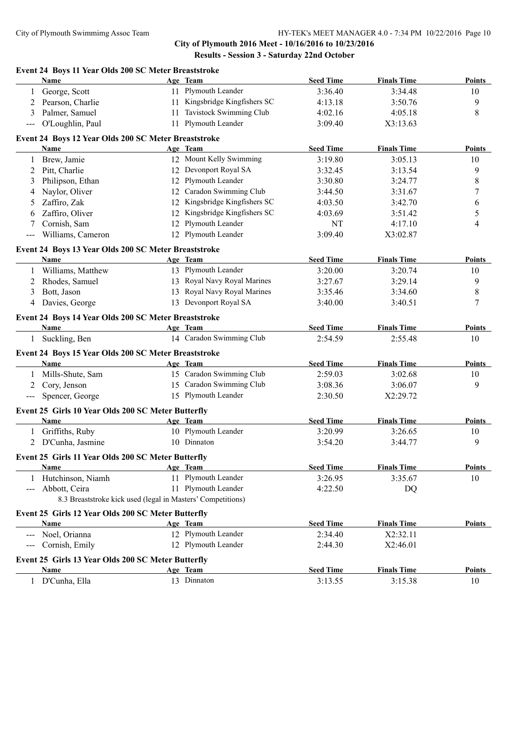# City of Plymouth 2016 Meet - 10/16/2016 to 10/23/2016

## Results - Session 3 - Saturday 22nd October

### Event 24 Boys 11 Year Olds 200 SC Meter Breaststroke

| | Name | Age | Team | Seed Time | Finals Time | Points |
|---|---|---|---|---|---|---|
| 1 | George, Scott | 11 | Plymouth Leander | 3:36.40 | 3:34.48 | 10 |
| 2 | Pearson, Charlie | 11 | Kingsbridge Kingfishers SC | 4:13.18 | 3:50.76 | 9 |
| 3 | Palmer, Samuel | 11 | Tavistock Swimming Club | 4:02.16 | 4:05.18 | 8 |
| --- | O'Loughlin, Paul | 11 | Plymouth Leander | 3:09.40 | X3:13.63 | |

### Event 24 Boys 12 Year Olds 200 SC Meter Breaststroke

| | Name | Age | Team | Seed Time | Finals Time | Points |
|---|---|---|---|---|---|---|
| 1 | Brew, Jamie | 12 | Mount Kelly Swimming | 3:19.80 | 3:05.13 | 10 |
| 2 | Pitt, Charlie | 12 | Devonport Royal SA | 3:32.45 | 3:13.54 | 9 |
| 3 | Philipson, Ethan | 12 | Plymouth Leander | 3:30.80 | 3:24.77 | 8 |
| 4 | Naylor, Oliver | 12 | Caradon Swimming Club | 3:44.50 | 3:31.67 | 7 |
| 5 | Zaffiro, Zak | 12 | Kingsbridge Kingfishers SC | 4:03.50 | 3:42.70 | 6 |
| 6 | Zaffiro, Oliver | 12 | Kingsbridge Kingfishers SC | 4:03.69 | 3:51.42 | 5 |
| 7 | Cornish, Sam | 12 | Plymouth Leander | NT | 4:17.10 | 4 |
| --- | Williams, Cameron | 12 | Plymouth Leander | 3:09.40 | X3:02.87 | |

### Event 24 Boys 13 Year Olds 200 SC Meter Breaststroke

| | Name | Age | Team | Seed Time | Finals Time | Points |
|---|---|---|---|---|---|---|
| 1 | Williams, Matthew | 13 | Plymouth Leander | 3:20.00 | 3:20.74 | 10 |
| 2 | Rhodes, Samuel | 13 | Royal Navy Royal Marines | 3:27.67 | 3:29.14 | 9 |
| 3 | Bott, Jason | 13 | Royal Navy Royal Marines | 3:35.46 | 3:34.60 | 8 |
| 4 | Davies, George | 13 | Devonport Royal SA | 3:40.00 | 3:40.51 | 7 |

### Event 24 Boys 14 Year Olds 200 SC Meter Breaststroke

| | Name | Age | Team | Seed Time | Finals Time | Points |
|---|---|---|---|---|---|---|
| 1 | Suckling, Ben | 14 | Caradon Swimming Club | 2:54.59 | 2:55.48 | 10 |

### Event 24 Boys 15 Year Olds 200 SC Meter Breaststroke

| | Name | Age | Team | Seed Time | Finals Time | Points |
|---|---|---|---|---|---|---|
| 1 | Mills-Shute, Sam | 15 | Caradon Swimming Club | 2:59.03 | 3:02.68 | 10 |
| 2 | Cory, Jenson | 15 | Caradon Swimming Club | 3:08.36 | 3:06.07 | 9 |
| --- | Spencer, George | 15 | Plymouth Leander | 2:30.50 | X2:29.72 | |

### Event 25 Girls 10 Year Olds 200 SC Meter Butterfly

| | Name | Age | Team | Seed Time | Finals Time | Points |
|---|---|---|---|---|---|---|
| 1 | Griffiths, Ruby | 10 | Plymouth Leander | 3:20.99 | 3:26.65 | 10 |
| 2 | D'Cunha, Jasmine | 10 | Dinnaton | 3:54.20 | 3:44.77 | 9 |

### Event 25 Girls 11 Year Olds 200 SC Meter Butterfly

| | Name | Age | Team | Seed Time | Finals Time | Points |
|---|---|---|---|---|---|---|
| 1 | Hutchinson, Niamh | 11 | Plymouth Leander | 3:26.95 | 3:35.67 | 10 |
| --- | Abbott, Ceira | 11 | Plymouth Leander | 4:22.50 | DQ | |

8.3 Breaststroke kick used (legal in Masters' Competitions)

### Event 25 Girls 12 Year Olds 200 SC Meter Butterfly

| | Name | Age | Team | Seed Time | Finals Time | Points |
|---|---|---|---|---|---|---|
| --- | Noel, Orianna | 12 | Plymouth Leander | 2:34.40 | X2:32.11 | |
| --- | Cornish, Emily | 12 | Plymouth Leander | 2:44.30 | X2:46.01 | |

### Event 25 Girls 13 Year Olds 200 SC Meter Butterfly

| | Name | Age | Team | Seed Time | Finals Time | Points |
|---|---|---|---|---|---|---|
| 1 | D'Cunha, Ella | 13 | Dinnaton | 3:13.55 | 3:15.38 | 10 |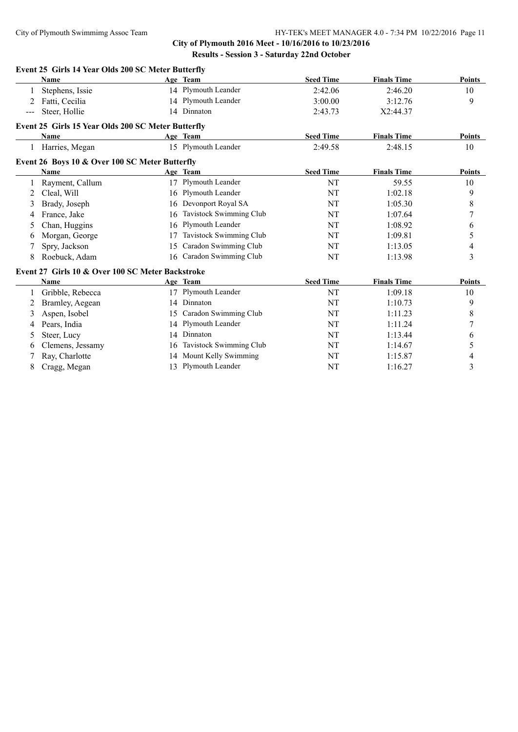**City of Plymouth 2016 Meet - 10/16/2016 to 10/23/2016**

**Results - Session 3 - Saturday 22nd October**

### Event 25 Girls 14 Year Olds 200 SC Meter Butterfly

| | Name | Age | Team | Seed Time | Finals Time | Points |
|---|---|---|---|---|---|---|
| 1 | Stephens, Issie | 14 | Plymouth Leander | 2:42.06 | 2:46.20 | 10 |
| 2 | Fatti, Cecilia | 14 | Plymouth Leander | 3:00.00 | 3:12.76 | 9 |
| --- | Steer, Hollie | 14 | Dinnaton | 2:43.73 | X2:44.37 | |

### Event 25 Girls 15 Year Olds 200 SC Meter Butterfly

| | Name | Age | Team | Seed Time | Finals Time | Points |
|---|---|---|---|---|---|---|
| 1 | Harries, Megan | 15 | Plymouth Leander | 2:49.58 | 2:48.15 | 10 |

### Event 26 Boys 10 & Over 100 SC Meter Butterfly

| | Name | Age | Team | Seed Time | Finals Time | Points |
|---|---|---|---|---|---|---|
| 1 | Rayment, Callum | 17 | Plymouth Leander | NT | 59.55 | 10 |
| 2 | Cleal, Will | 16 | Plymouth Leander | NT | 1:02.18 | 9 |
| 3 | Brady, Joseph | 16 | Devonport Royal SA | NT | 1:05.30 | 8 |
| 4 | France, Jake | 16 | Tavistock Swimming Club | NT | 1:07.64 | 7 |
| 5 | Chan, Huggins | 16 | Plymouth Leander | NT | 1:08.92 | 6 |
| 6 | Morgan, George | 17 | Tavistock Swimming Club | NT | 1:09.81 | 5 |
| 7 | Spry, Jackson | 15 | Caradon Swimming Club | NT | 1:13.05 | 4 |
| 8 | Roebuck, Adam | 16 | Caradon Swimming Club | NT | 1:13.98 | 3 |

### Event 27 Girls 10 & Over 100 SC Meter Backstroke

| | Name | Age | Team | Seed Time | Finals Time | Points |
|---|---|---|---|---|---|---|
| 1 | Gribble, Rebecca | 17 | Plymouth Leander | NT | 1:09.18 | 10 |
| 2 | Bramley, Aegean | 14 | Dinnaton | NT | 1:10.73 | 9 |
| 3 | Aspen, Isobel | 15 | Caradon Swimming Club | NT | 1:11.23 | 8 |
| 4 | Pears, India | 14 | Plymouth Leander | NT | 1:11.24 | 7 |
| 5 | Steer, Lucy | 14 | Dinnaton | NT | 1:13.44 | 6 |
| 6 | Clemens, Jessamy | 16 | Tavistock Swimming Club | NT | 1:14.67 | 5 |
| 7 | Ray, Charlotte | 14 | Mount Kelly Swimming | NT | 1:15.87 | 4 |
| 8 | Cragg, Megan | 13 | Plymouth Leander | NT | 1:16.27 | 3 |